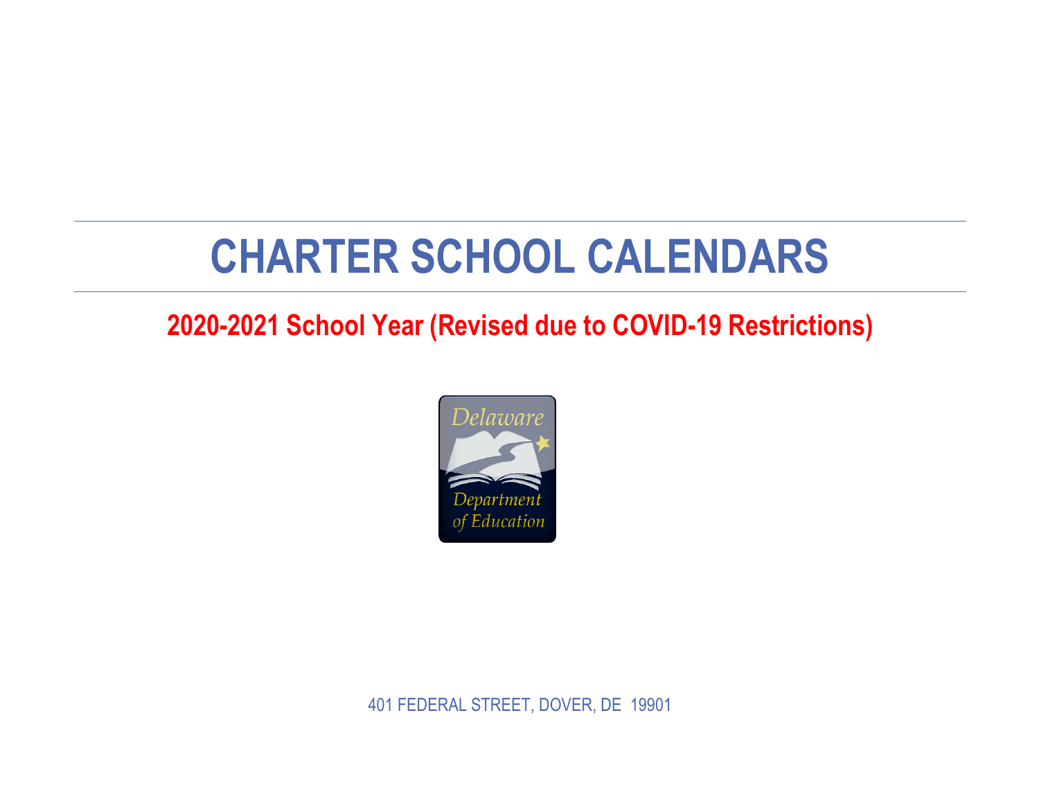# CHARTER SCHOOL CALENDARS

## 2020-2021 School Year (Revised due to COVID-19 Restrictions)

Delaware Department of Education

401 FEDERAL STREET, DOVER, DE 19901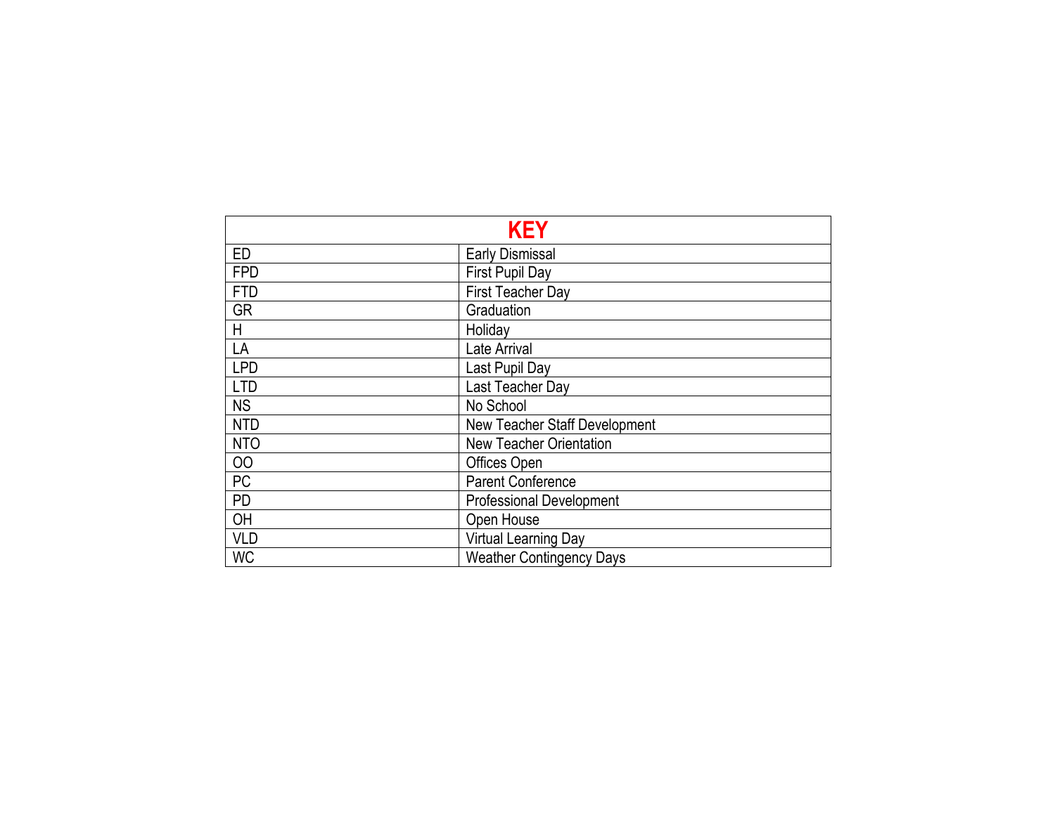| KEY | |
|---|---|
| ED | Early Dismissal |
| FPD | First Pupil Day |
| FTD | First Teacher Day |
| GR | Graduation |
| H | Holiday |
| LA | Late Arrival |
| LPD | Last Pupil Day |
| LTD | Last Teacher Day |
| NS | No School |
| NTD | New Teacher Staff Development |
| NTO | New Teacher Orientation |
| OO | Offices Open |
| PC | Parent Conference |
| PD | Professional Development |
| OH | Open House |
| VLD | Virtual Learning Day |
| WC | Weather Contingency Days |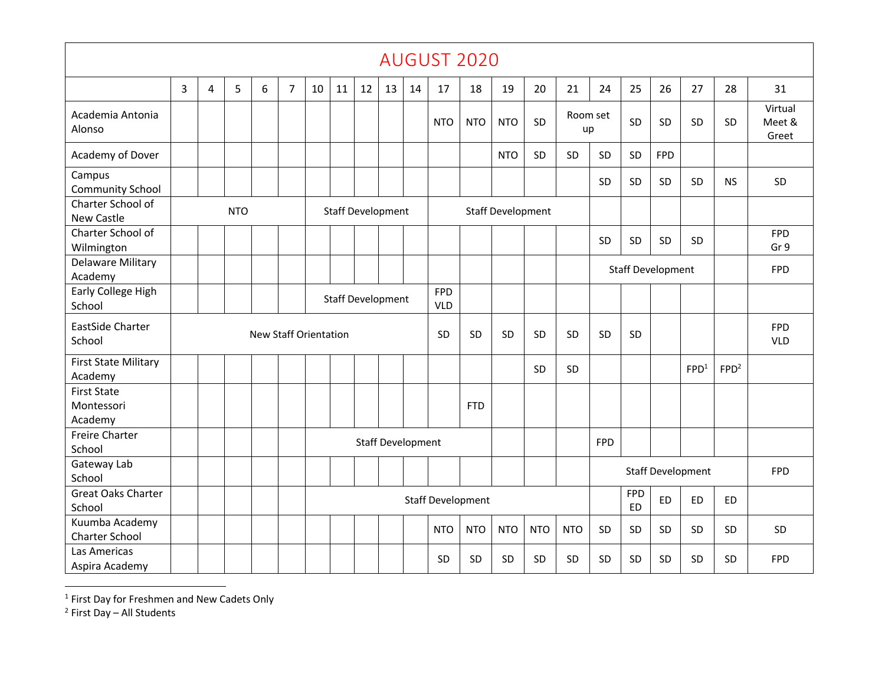# AUGUST 2020

| | 3 | 4 | 5 | 6 | 7 | 10 | 11 | 12 | 13 | 14 | 17 | 18 | 19 | 20 | 21 | 24 | 25 | 26 | 27 | 28 | 31 |
|---|---|---|---|---|---|---|---|---|---|---|---|---|---|---|---|---|---|---|---|---|---|
| Academia Antonia Alonso | | | | | | | | | | | NTO | NTO | NTO | SD | Room set up | | SD | SD | SD | SD | Virtual Meet & Greet |
| Academy of Dover | | | | | | | | | | | | | NTO | SD | SD | SD | SD | FPD | | | |
| Campus Community School | | | | | | | | | | | | | | | | SD | SD | SD | SD | NS | SD |
| Charter School of New Castle | NTO | | | | | Staff Development | | | | | Staff Development | | | | | | | | | | |
| Charter School of Wilmington | | | | | | | | | | | | | | | | SD | SD | SD | SD | | FPD Gr 9 |
| Delaware Military Academy | | | | | | | | | | | | | | | | Staff Development | | | | | FPD |
| Early College High School | | | | | | Staff Development | | | | | FPD VLD | | | | | | | | | | |
| EastSide Charter School | New Staff Orientation | | | | | | | | | | SD | SD | SD | SD | SD | SD | SD | | | | FPD VLD |
| First State Military Academy | | | | | | | | | | | | | | SD | SD | | | | FPD[1] | FPD[2] | |
| First State Montessori Academy | | | | | | | | | | | | FTD | | | | | | | | | |
| Freire Charter School | | | | | | Staff Development | | | | | | | | | | FPD | | | | | |
| Gateway Lab School | | | | | | | | | | | | | | | | Staff Development | | | | | FPD |
| Great Oaks Charter School | | | | | | Staff Development | | | | | | | | | | | FPD ED | ED | ED | ED | |
| Kuumba Academy Charter School | | | | | | | | | | | NTO | NTO | NTO | NTO | NTO | SD | SD | SD | SD | SD | SD |
| Las Americas Aspira Academy | | | | | | | | | | | SD | SD | SD | SD | SD | SD | SD | SD | SD | SD | FPD |

[1] First Day for Freshmen and New Cadets Only

[2] First Day – All Students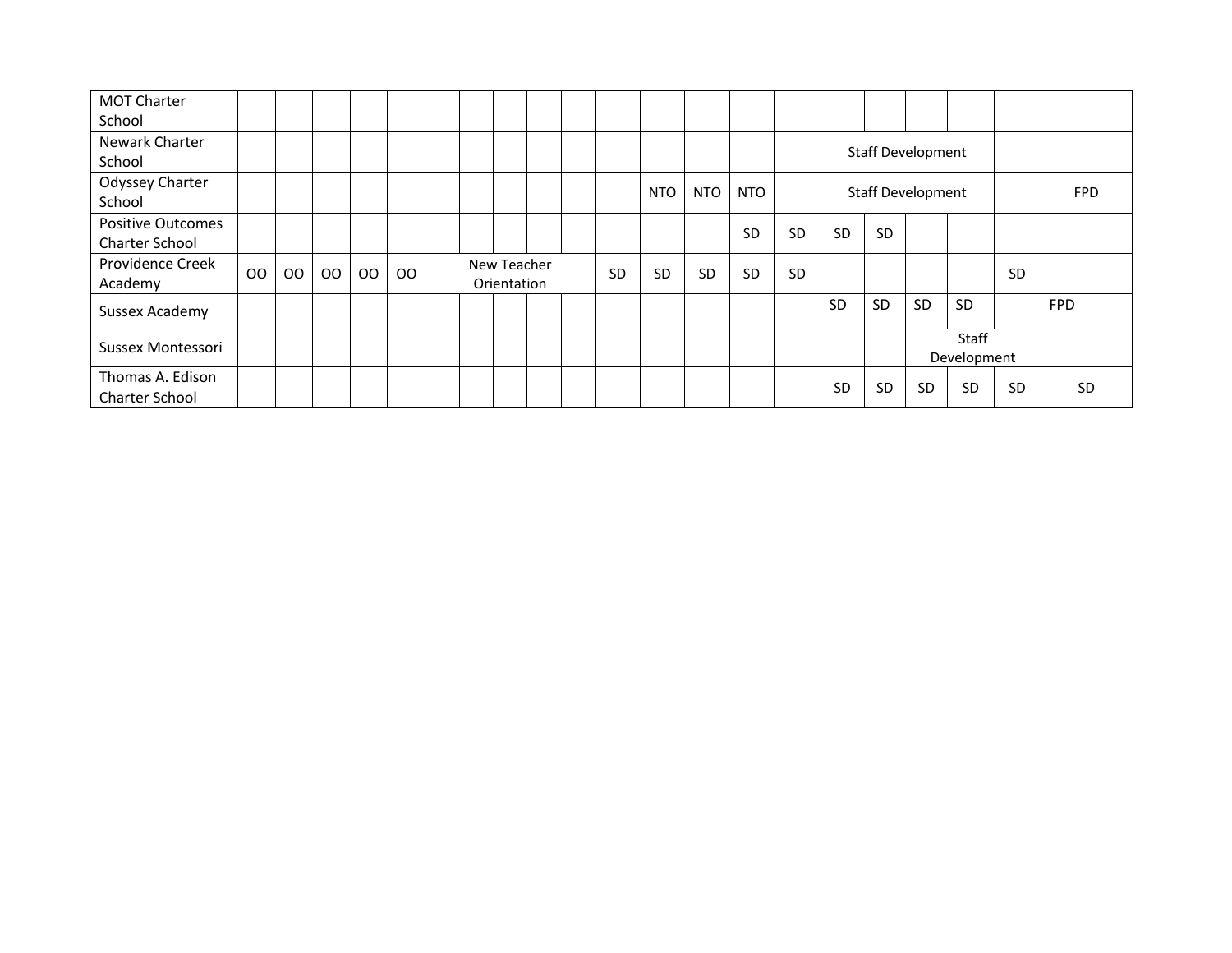| | | | | | | | | | | | | | | | | | | | | | |
|---|---|---|---|---|---|---|---|---|---|---|---|---|---|---|---|---|---|---|---|---|---|
| MOT Charter School | | | | | | | | | | | | | | | | | | | | | |
| Newark Charter School | | | | | | | | | | | | | | | | Staff Development | | | | | |
| Odyssey Charter School | | | | | | | | | | | | NTO | NTO | NTO | | Staff Development | | | | | FPD |
| Positive Outcomes Charter School | | | | | | | | | | | | | | SD | SD | SD | SD | | | | |
| Providence Creek Academy | OO | OO | OO | OO | OO | New Teacher Orientation | | | | | SD | SD | SD | SD | SD | | | | | SD | |
| Sussex Academy | | | | | | | | | | | | | | | | SD | SD | SD | SD | | FPD |
| Sussex Montessori | | | | | | | | | | | | | | | | | | Staff Development | | | |
| Thomas A. Edison Charter School | | | | | | | | | | | | | | | | SD | SD | SD | SD | SD | SD |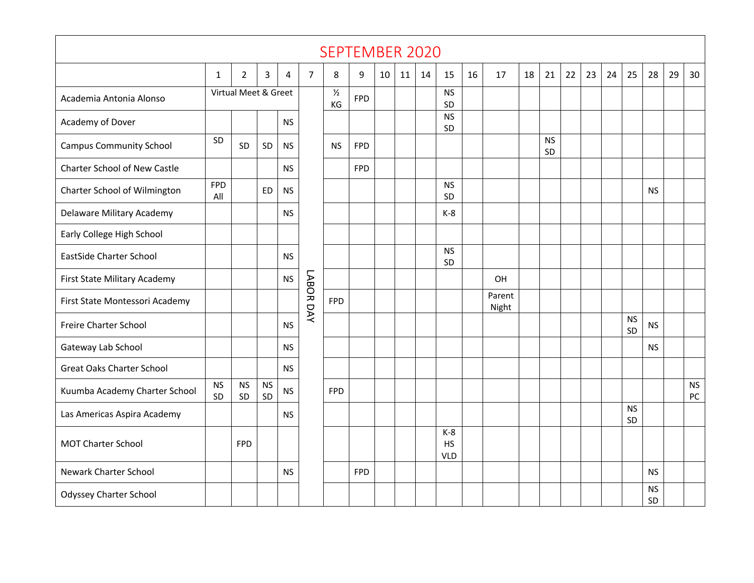# SEPTEMBER 2020

| | 1 | 2 | 3 | 4 | 7 | 8 | 9 | 10 | 11 | 14 | 15 | 16 | 17 | 18 | 21 | 22 | 23 | 24 | 25 | 28 | 29 | 30 |
|---|---|---|---|---|---|---|---|---|---|---|---|---|---|---|---|---|---|---|---|---|---|---|
| Academia Antonia Alonso | Virtual Meet & Greet | | | | LABOR DAY | ½ KG | FPD | | | | NS SD | | | | | | | | | | | |
| Academy of Dover | | | | NS | | | | | | | NS SD | | | | | | | | | | | |
| Campus Community School | SD | SD | SD | NS | | NS | FPD | | | | | | | | NS SD | | | | | | | |
| Charter School of New Castle | | | | NS | | | FPD | | | | | | | | | | | | | | | |
| Charter School of Wilmington | FPD All | | ED | NS | | | | | | | NS SD | | | | | | | | | NS | | |
| Delaware Military Academy | | | | NS | | | | | | | K-8 | | | | | | | | | | | |
| Early College High School | | | | | | | | | | | | | | | | | | | | | | |
| EastSide Charter School | | | | NS | | | | | | | NS SD | | | | | | | | | | | |
| First State Military Academy | | | | NS | | | | | | | | | OH | | | | | | | | | |
| First State Montessori Academy | | | | | | FPD | | | | | | | Parent Night | | | | | | | | | |
| Freire Charter School | | | | NS | | | | | | | | | | | | | | | NS SD | NS | | |
| Gateway Lab School | | | | NS | | | | | | | | | | | | | | | | NS | | |
| Great Oaks Charter School | | | | NS | | | | | | | | | | | | | | | | | | |
| Kuumba Academy Charter School | NS SD | NS SD | NS SD | NS | | FPD | | | | | | | | | | | | | | | | NS PC |
| Las Americas Aspira Academy | | | | NS | | | | | | | | | | | | | | | NS SD | | | |
| MOT Charter School | | FPD | | | | | | | | | K-8 HS VLD | | | | | | | | | | | |
| Newark Charter School | | | | NS | | | FPD | | | | | | | | | | | | | NS | | |
| Odyssey Charter School | | | | | | | | | | | | | | | | | | | | NS SD | | |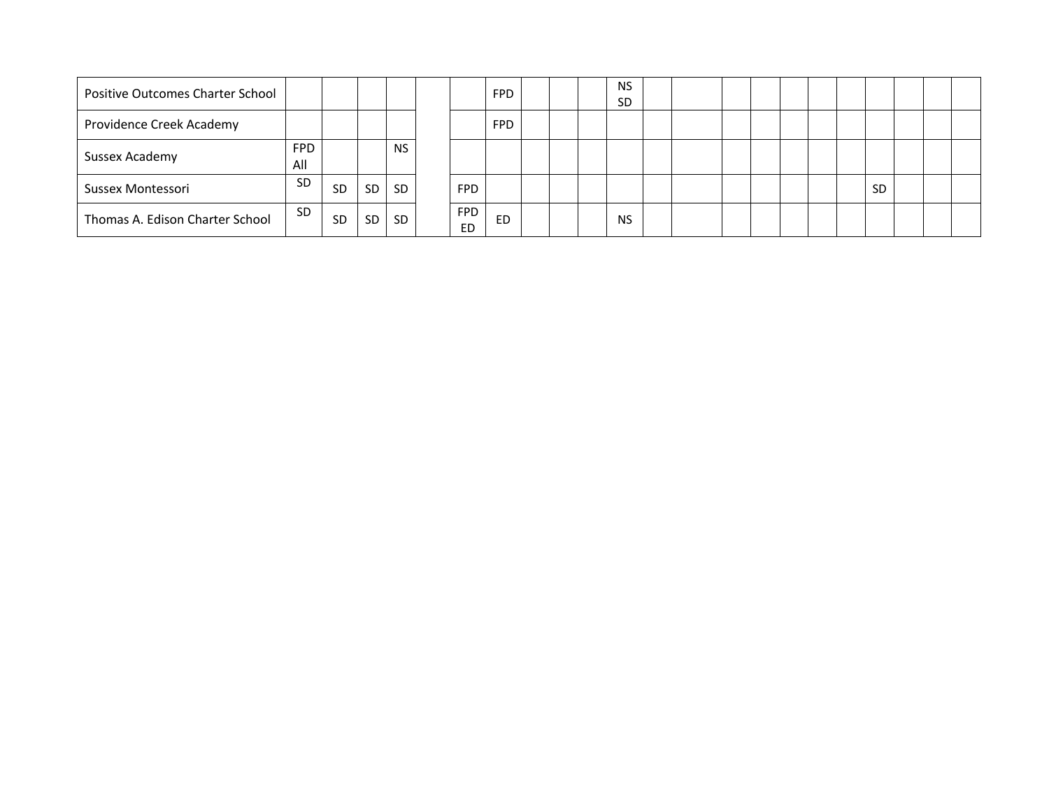| | | | | | | | | | | | | | | | | | | | | | | |
|---|---|---|---|---|---|---|---|---|---|---|---|---|---|---|---|---|---|---|---|---|---|---|
| Positive Outcomes Charter School | | | | | | | FPD | | | | NS SD | | | | | | | | | | | |
| Providence Creek Academy | | | | | | | FPD | | | | | | | | | | | | | | | |
| Sussex Academy | FPD All | | | NS | | | | | | | | | | | | | | | | | | |
| Sussex Montessori | SD | SD | SD | SD | | FPD | | | | | | | | | | | | | SD | | | |
| Thomas A. Edison Charter School | SD | SD | SD | SD | | FPD ED | ED | | | | NS | | | | | | | | | | | |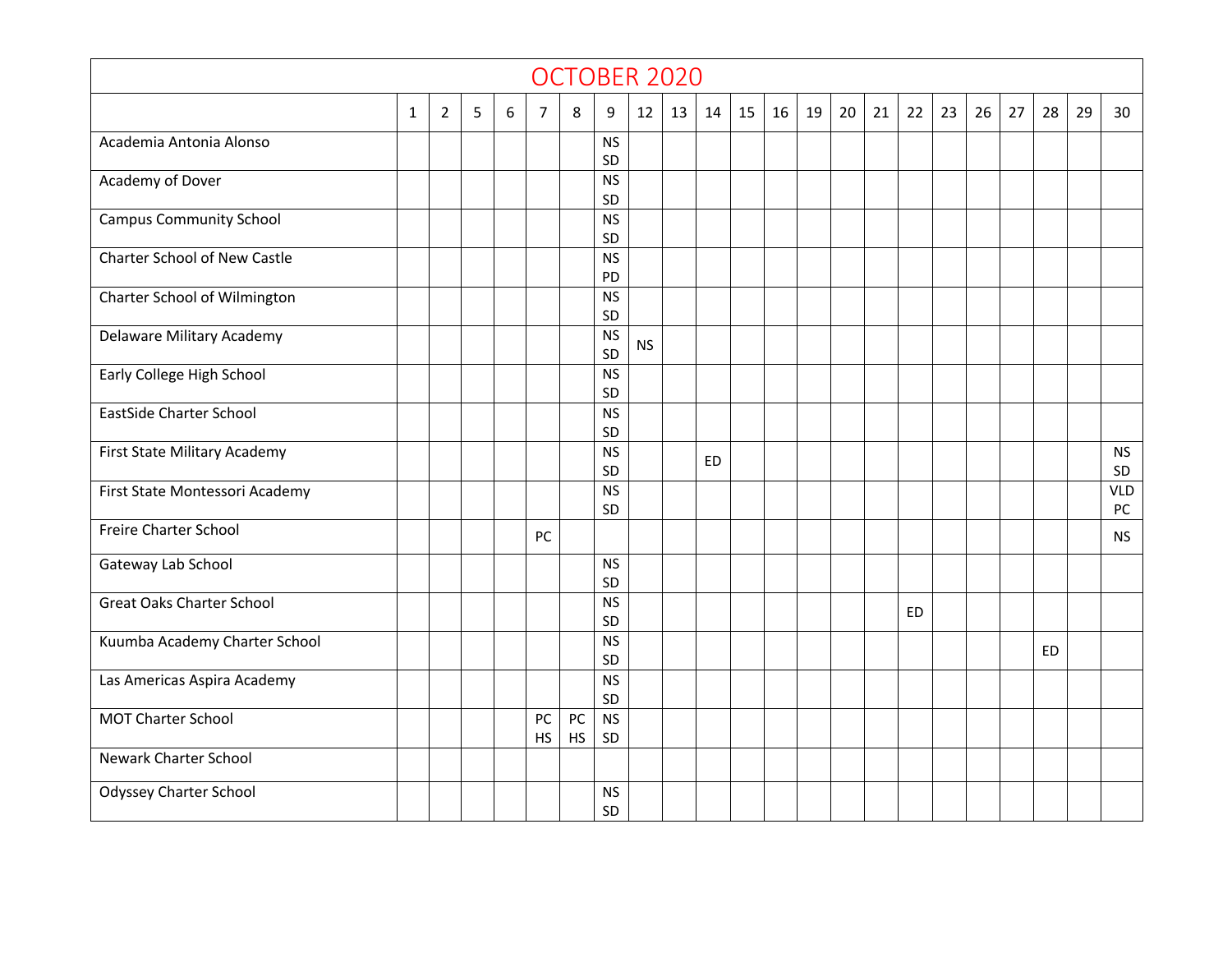| OCTOBER 2020 | | | | | | | | | | | | | | | | | | | | | | |
|---|---|---|---|---|---|---|---|---|---|---|---|---|---|---|---|---|---|---|---|---|---|---|
| | 1 | 2 | 5 | 6 | 7 | 8 | 9 | 12 | 13 | 14 | 15 | 16 | 19 | 20 | 21 | 22 | 23 | 26 | 27 | 28 | 29 | 30 |
| Academia Antonia Alonso | | | | | | | NS SD | | | | | | | | | | | | | | | |
| Academy of Dover | | | | | | | NS SD | | | | | | | | | | | | | | | |
| Campus Community School | | | | | | | NS SD | | | | | | | | | | | | | | | |
| Charter School of New Castle | | | | | | | NS PD | | | | | | | | | | | | | | | |
| Charter School of Wilmington | | | | | | | NS SD | | | | | | | | | | | | | | | |
| Delaware Military Academy | | | | | | | NS SD | NS | | | | | | | | | | | | | | |
| Early College High School | | | | | | | NS SD | | | | | | | | | | | | | | | |
| EastSide Charter School | | | | | | | NS SD | | | | | | | | | | | | | | | |
| First State Military Academy | | | | | | | NS SD | | | ED | | | | | | | | | | | | NS SD |
| First State Montessori Academy | | | | | | | NS SD | | | | | | | | | | | | | | | VLD PC |
| Freire Charter School | | | | | PC | | | | | | | | | | | | | | | | | NS |
| Gateway Lab School | | | | | | | NS SD | | | | | | | | | | | | | | | |
| Great Oaks Charter School | | | | | | | NS SD | | | | | | | | | ED | | | | | | |
| Kuumba Academy Charter School | | | | | | | NS SD | | | | | | | | | | | | | ED | | |
| Las Americas Aspira Academy | | | | | | | NS SD | | | | | | | | | | | | | | | |
| MOT Charter School | | | | | PC HS | PC HS | NS SD | | | | | | | | | | | | | | | |
| Newark Charter School | | | | | | | | | | | | | | | | | | | | | | |
| Odyssey Charter School | | | | | | | NS SD | | | | | | | | | | | | | | | |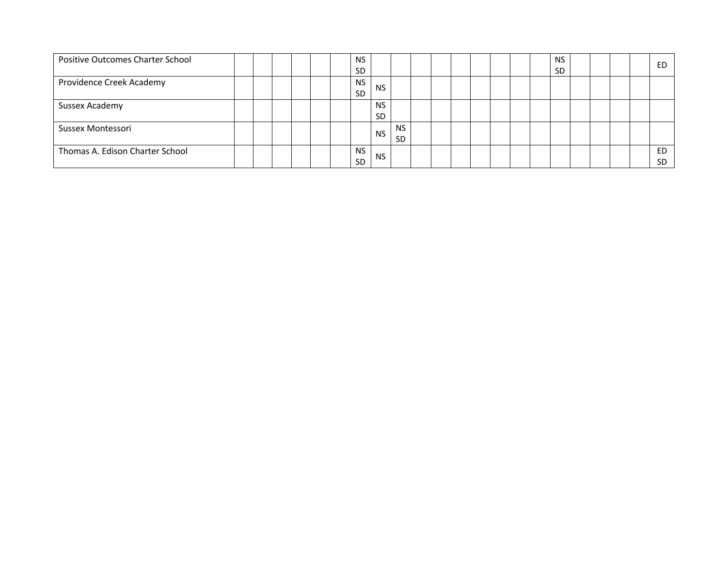| | | | | | | | | | | | | | | | | | | | | | | |
|---|---|---|---|---|---|---|---|---|---|---|---|---|---|---|---|---|---|---|---|---|---|---|
| Positive Outcomes Charter School | | | | | | | NS SD | | | | | | | | | | NS SD | | | | | ED |
| Providence Creek Academy | | | | | | | NS SD | NS | | | | | | | | | | | | | | |
| Sussex Academy | | | | | | | | NS SD | | | | | | | | | | | | | | |
| Sussex Montessori | | | | | | | | NS | NS SD | | | | | | | | | | | | | |
| Thomas A. Edison Charter School | | | | | | | NS SD | NS | | | | | | | | | | | | | | ED SD |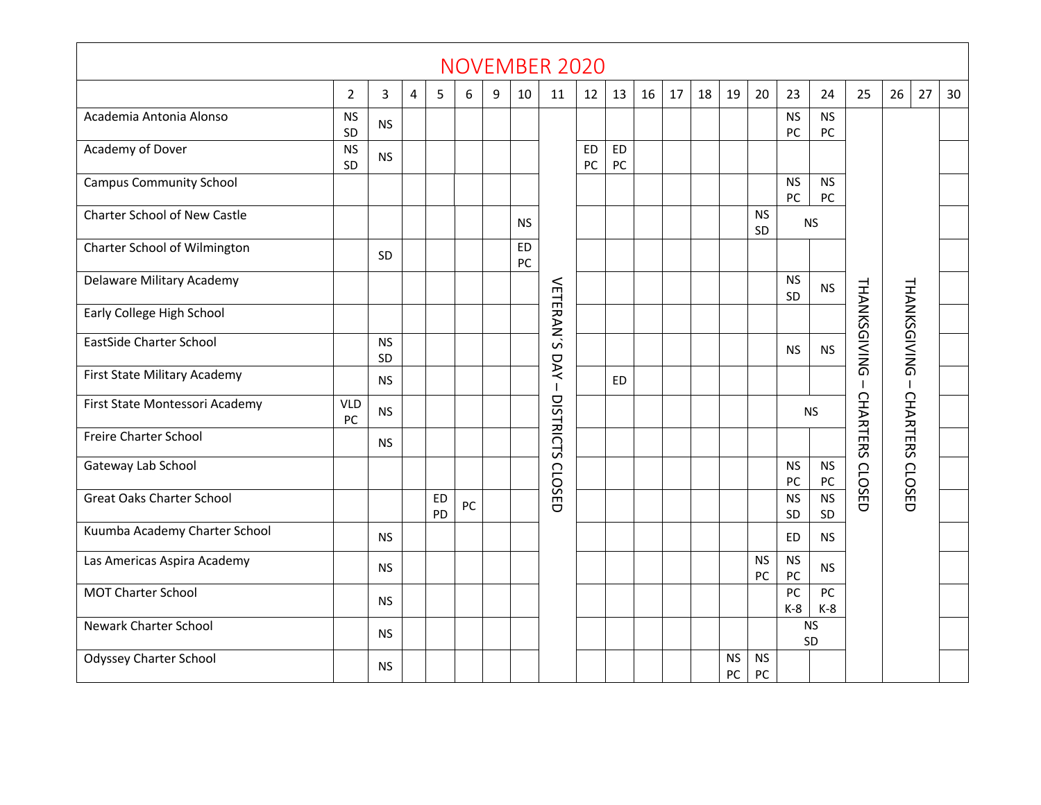# NOVEMBER 2020

| | 2 | 3 | 4 | 5 | 6 | 9 | 10 | 11 | 12 | 13 | 16 | 17 | 18 | 19 | 20 | 23 | 24 | 25 | 26 | 27 | 30 |
|---|---|---|---|---|---|---|---|---|---|---|---|---|---|---|---|---|---|---|---|---|---|
| Academia Antonia Alonso | NS SD | NS | | | | | | VETERAN'S DAY – DISTRICTS CLOSED | | | | | | | | NS PC | NS PC | THANKSGIVING – CHARTERS CLOSED | THANKSGIVING – CHARTERS CLOSED | | |
| Academy of Dover | NS SD | NS | | | | | | | ED PC | ED PC | | | | | | | | | | | |
| Campus Community School | | | | | | | | | | | | | | | | NS PC | NS PC | | | | |
| Charter School of New Castle | | | | | | | NS | | | | | | | | NS SD | NS | | | | | |
| Charter School of Wilmington | | SD | | | | | ED PC | | | | | | | | | | | | | | |
| Delaware Military Academy | | | | | | | | | | | | | | | | NS SD | NS | | | | |
| Early College High School | | | | | | | | | | | | | | | | | | | | | |
| EastSide Charter School | | NS SD | | | | | | | | | | | | | | NS | NS | | | | |
| First State Military Academy | | NS | | | | | | | | ED | | | | | | | | | | | |
| First State Montessori Academy | VLD PC | NS | | | | | | | | | | | | | | NS | | | | | |
| Freire Charter School | | NS | | | | | | | | | | | | | | | | | | | |
| Gateway Lab School | | | | | | | | | | | | | | | | NS PC | NS PC | | | | |
| Great Oaks Charter School | | | | ED PD | PC | | | | | | | | | | | NS SD | NS SD | | | | |
| Kuumba Academy Charter School | | NS | | | | | | | | | | | | | | ED | NS | | | | |
| Las Americas Aspira Academy | | NS | | | | | | | | | | | | | NS PC | NS PC | NS | | | | |
| MOT Charter School | | NS | | | | | | | | | | | | | | PC K-8 | PC K-8 | | | | |
| Newark Charter School | | NS | | | | | | | | | | | | | | NS SD | | | | | |
| Odyssey Charter School | | NS | | | | | | | | | | | | NS PC | NS PC | | | | | | |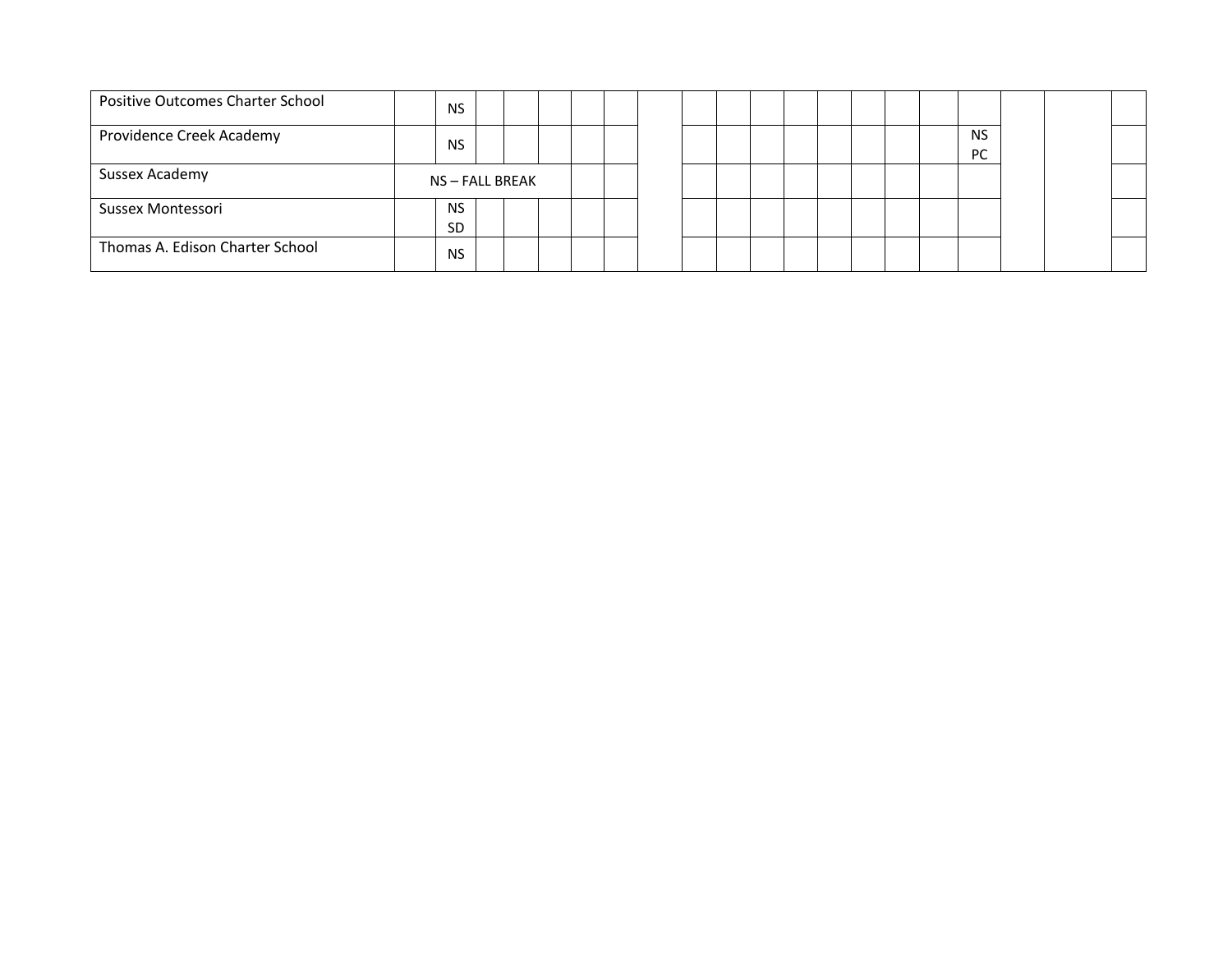| | | | | | | | | | | | | | | | | | | | | |
|---|---|---|---|---|---|---|---|---|---|---|---|---|---|---|---|---|---|---|---|---|
| Positive Outcomes Charter School | | NS | | | | | | | | | | | | | | | | | | |
| Providence Creek Academy | | NS | | | | | | | | | | | | | | | NS PC | | | |
| Sussex Academy | NS – FALL BREAK | | | | | | | | | | | | | | | | | | | |
| Sussex Montessori | | NS SD | | | | | | | | | | | | | | | | | | |
| Thomas A. Edison Charter School | | NS | | | | | | | | | | | | | | | | | | |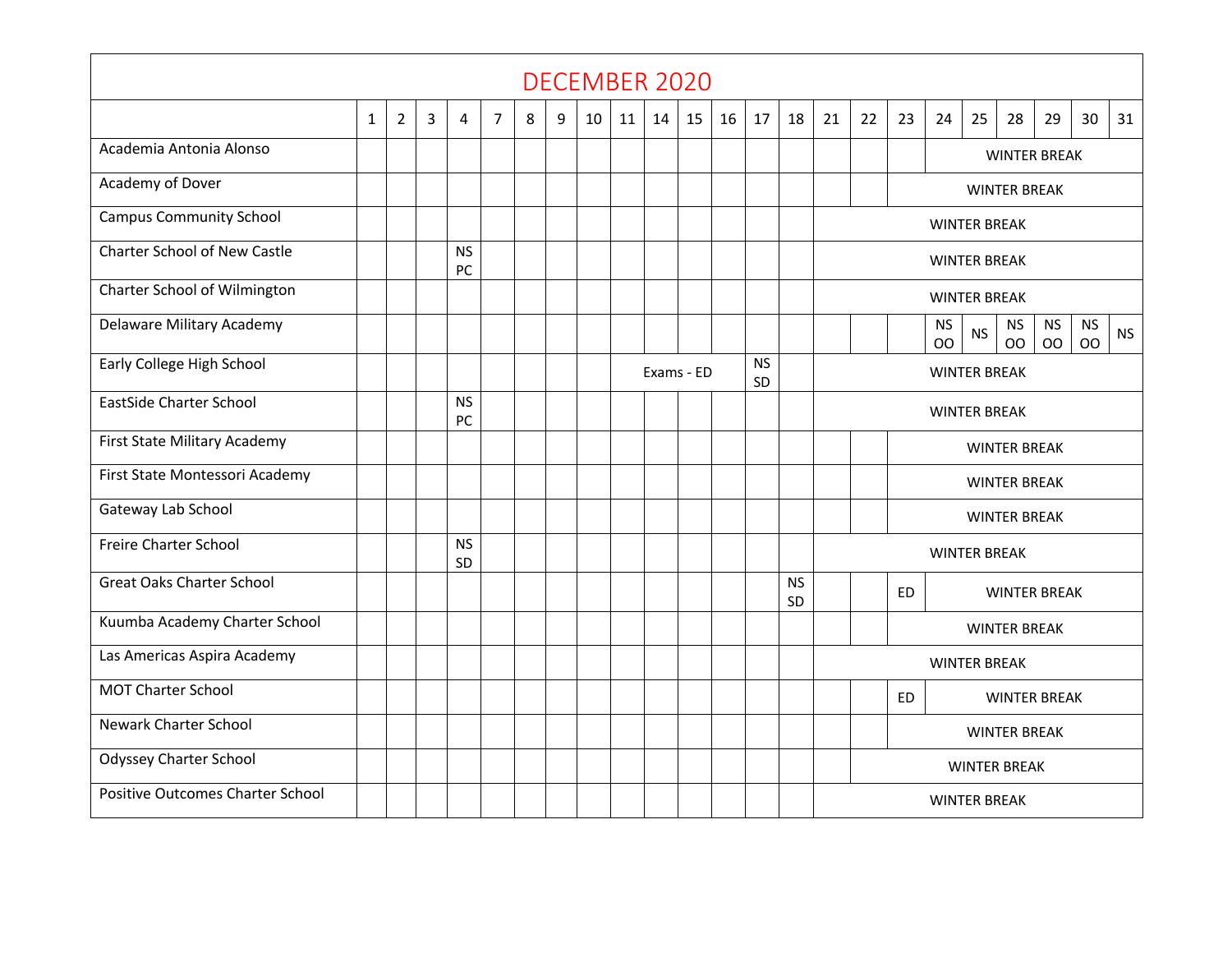# DECEMBER 2020

| | 1 | 2 | 3 | 4 | 7 | 8 | 9 | 10 | 11 | 14 | 15 | 16 | 17 | 18 | 21 | 22 | 23 | 24 | 25 | 28 | 29 | 30 | 31 |
|---|---|---|---|---|---|---|---|---|---|---|---|---|---|---|---|---|---|---|---|---|---|---|---|
| Academia Antonia Alonso | | | | | | | | | | | | | | | | | | WINTER BREAK | | | | | |
| Academy of Dover | | | | | | | | | | | | | | | | | WINTER BREAK | | | | | | |
| Campus Community School | | | | | | | | | | | | | | | WINTER BREAK | | | | | | | | |
| Charter School of New Castle | | | | NS PC | | | | | | | | | | | WINTER BREAK | | | | | | | | |
| Charter School of Wilmington | | | | | | | | | | | | | | | WINTER BREAK | | | | | | | | |
| Delaware Military Academy | | | | | | | | | | | | | | | | | | NS OO | NS | NS OO | NS OO | NS OO | NS |
| Early College High School | | | | | | | | | | Exams - ED | | | NS SD | | WINTER BREAK | | | | | | | | |
| EastSide Charter School | | | | NS PC | | | | | | | | | | | WINTER BREAK | | | | | | | | |
| First State Military Academy | | | | | | | | | | | | | | | | | WINTER BREAK | | | | | | |
| First State Montessori Academy | | | | | | | | | | | | | | | | | WINTER BREAK | | | | | | |
| Gateway Lab School | | | | | | | | | | | | | | | | | WINTER BREAK | | | | | | |
| Freire Charter School | | | | NS SD | | | | | | | | | | | WINTER BREAK | | | | | | | | |
| Great Oaks Charter School | | | | | | | | | | | | | | NS SD | | | ED | WINTER BREAK | | | | | |
| Kuumba Academy Charter School | | | | | | | | | | | | | | | | | WINTER BREAK | | | | | | |
| Las Americas Aspira Academy | | | | | | | | | | | | | | | WINTER BREAK | | | | | | | | |
| MOT Charter School | | | | | | | | | | | | | | | | | ED | WINTER BREAK | | | | | |
| Newark Charter School | | | | | | | | | | | | | | | | | WINTER BREAK | | | | | | |
| Odyssey Charter School | | | | | | | | | | | | | | | | WINTER BREAK | | | | | | | |
| Positive Outcomes Charter School | | | | | | | | | | | | | | | WINTER BREAK | | | | | | | | |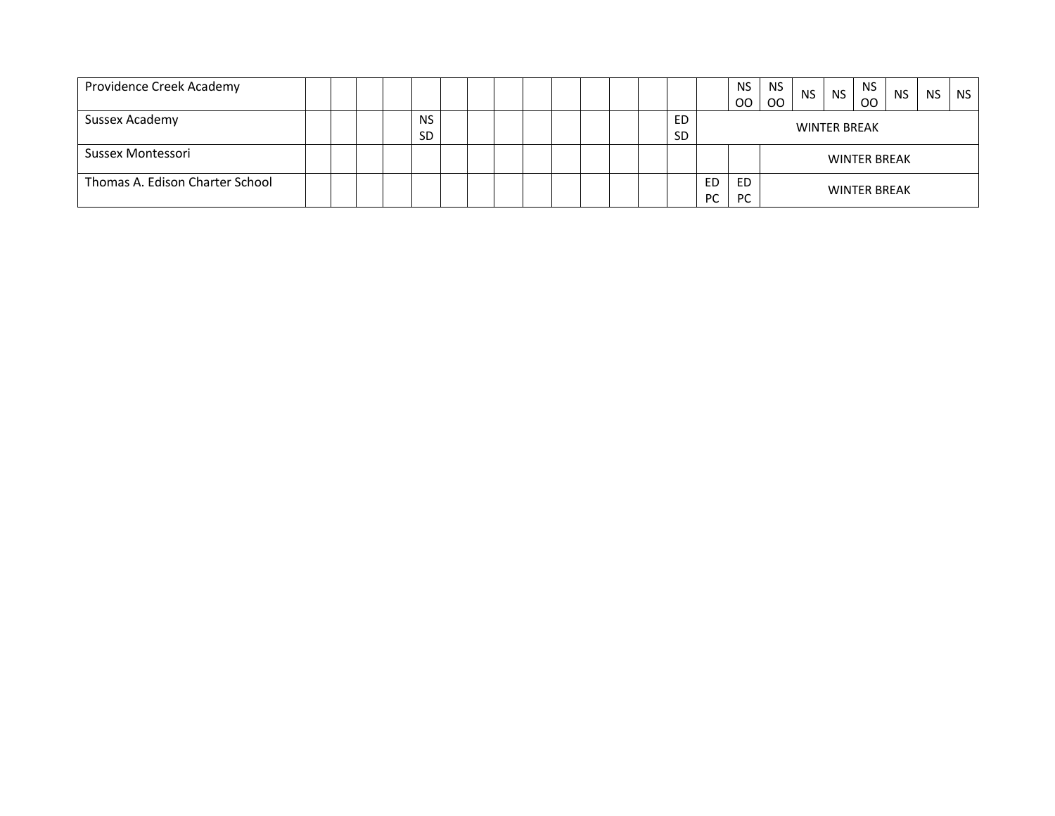| | | | | | | | | | | | | | | | | | | | | | | | |
|---|---|---|---|---|---|---|---|---|---|---|---|---|---|---|---|---|---|---|---|---|---|---|---|
| Providence Creek Academy | | | | | | | | | | | | | | | | NS OO | NS OO | NS | NS | NS OO | NS | NS | NS |
| Sussex Academy | | | | | NS SD | | | | | | | | | ED SD | WINTER BREAK | | | | | | | | |
| Sussex Montessori | | | | | | | | | | | | | | | | | WINTER BREAK | | | | | | |
| Thomas A. Edison Charter School | | | | | | | | | | | | | | | ED PC | ED PC | WINTER BREAK | | | | | | |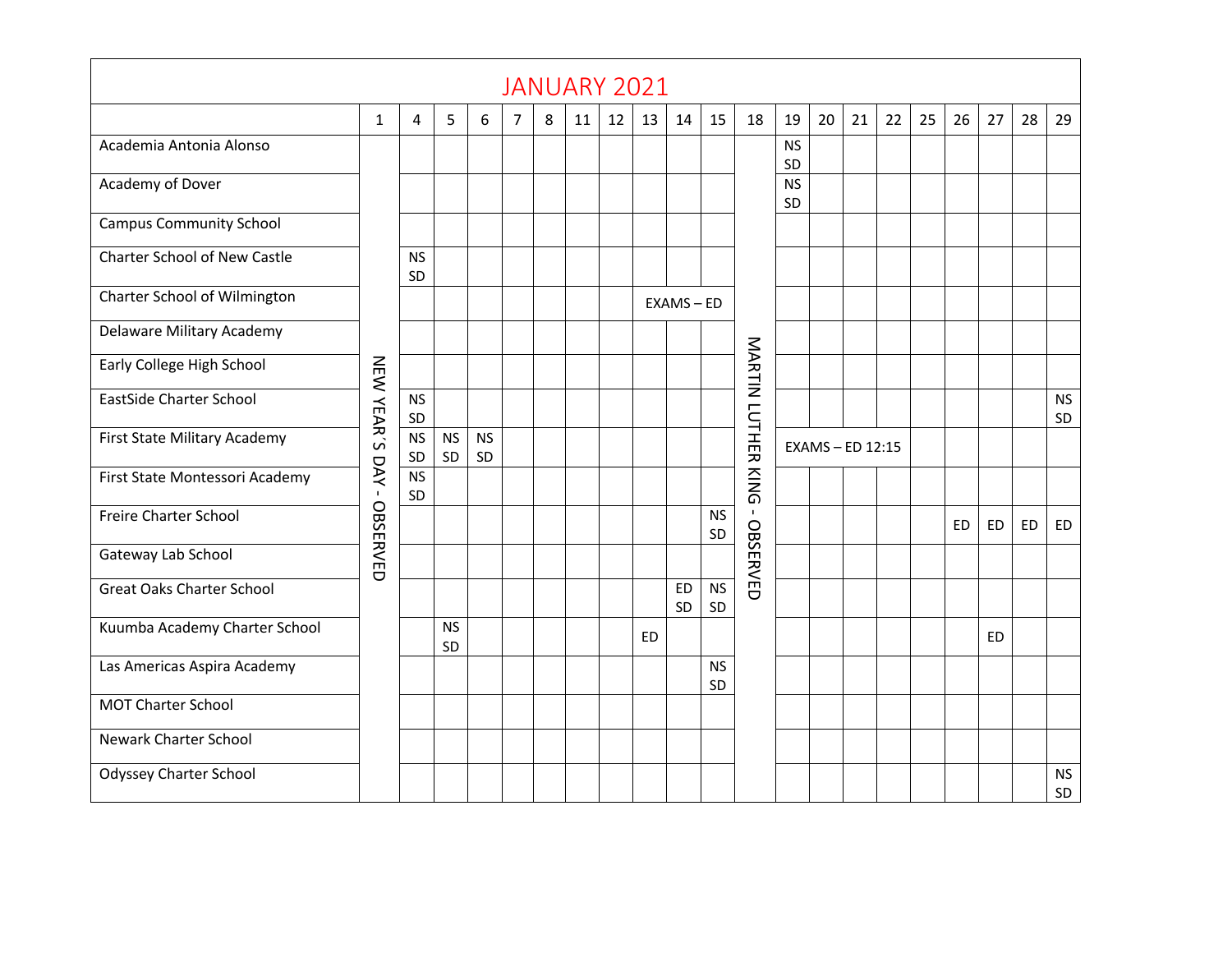# JANUARY 2021

| | 1 | 4 | 5 | 6 | 7 | 8 | 11 | 12 | 13 | 14 | 15 | 18 | 19 | 20 | 21 | 22 | 25 | 26 | 27 | 28 | 29 |
|---|---|---|---|---|---|---|---|---|---|---|---|---|---|---|---|---|---|---|---|---|---|
| Academia Antonia Alonso | NEW YEAR'S DAY - OBSERVED | | | | | | | | | | | MARTIN LUTHER KING - OBSERVED | NS SD | | | | | | | | |
| Academy of Dover | | | | | | | | | | | | | NS SD | | | | | | | | |
| Campus Community School | | | | | | | | | | | | | | | | | | | | | |
| Charter School of New Castle | | NS SD | | | | | | | | | | | | | | | | | | | |
| Charter School of Wilmington | | | | | | | | | EXAMS – ED | | | | | | | | | | | | |
| Delaware Military Academy | | | | | | | | | | | | | | | | | | | | | |
| Early College High School | | | | | | | | | | | | | | | | | | | | | |
| EastSide Charter School | | NS SD | | | | | | | | | | | | | | | | | | | NS SD |
| First State Military Academy | | NS SD | NS SD | NS SD | | | | | | | | | EXAMS – ED 12:15 | | | | | | | | |
| First State Montessori Academy | | NS SD | | | | | | | | | | | | | | | | | | | |
| Freire Charter School | | | | | | | | | | | NS SD | | | | | | | ED | ED | ED | ED |
| Gateway Lab School | | | | | | | | | | | | | | | | | | | | | |
| Great Oaks Charter School | | | | | | | | | | ED SD | NS SD | | | | | | | | | | |
| Kuumba Academy Charter School | | | NS SD | | | | | | ED | | | | | | | | | | ED | | |
| Las Americas Aspira Academy | | | | | | | | | | | NS SD | | | | | | | | | | |
| MOT Charter School | | | | | | | | | | | | | | | | | | | | | |
| Newark Charter School | | | | | | | | | | | | | | | | | | | | | |
| Odyssey Charter School | | | | | | | | | | | | | | | | | | | | | NS SD |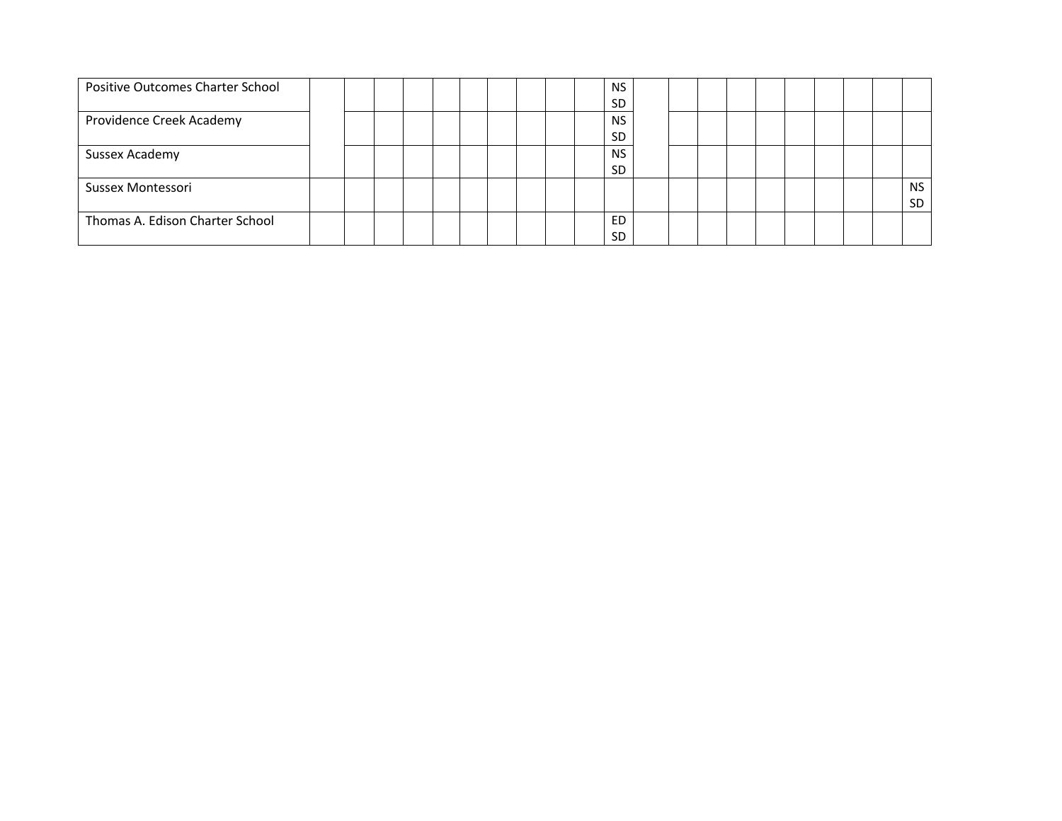| | | | | | | | | | | | | | | | | | | | | | |
|---|---|---|---|---|---|---|---|---|---|---|---|---|---|---|---|---|---|---|---|---|---|
| Positive Outcomes Charter School | | | | | | | | | | | NS SD | | | | | | | | | | |
| Providence Creek Academy | | | | | | | | | | | NS SD | | | | | | | | | | |
| Sussex Academy | | | | | | | | | | | NS SD | | | | | | | | | | |
| Sussex Montessori | | | | | | | | | | | | | | | | | | | | | NS SD |
| Thomas A. Edison Charter School | | | | | | | | | | | ED SD | | | | | | | | | | |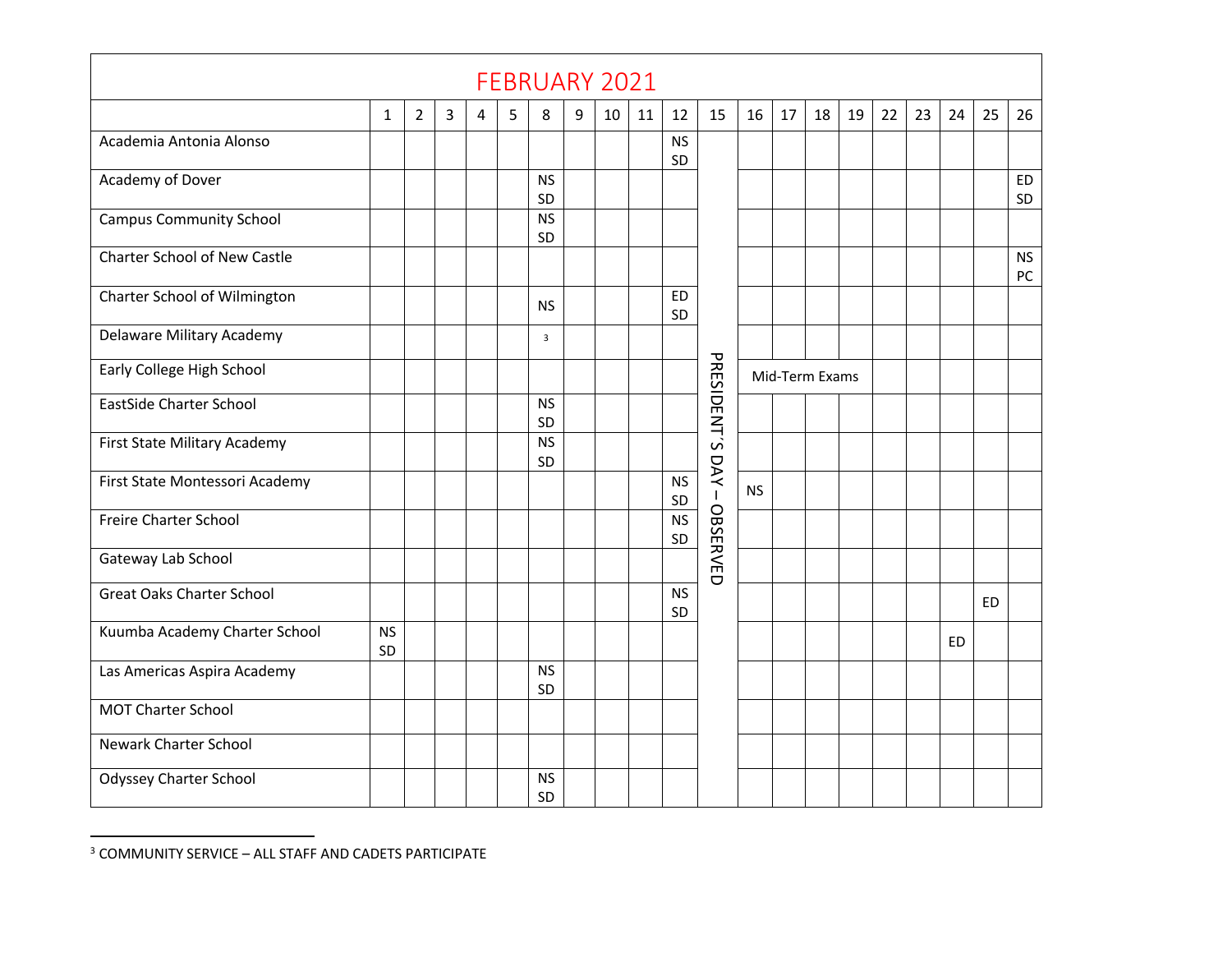| FEBRUARY 2021 | | | | | | | | | | | | | | | | | | | | |
|---|---|---|---|---|---|---|---|---|---|---|---|---|---|---|---|---|---|---|---|---|
| | 1 | 2 | 3 | 4 | 5 | 8 | 9 | 10 | 11 | 12 | 15 | 16 | 17 | 18 | 19 | 22 | 23 | 24 | 25 | 26 |
| Academia Antonia Alonso | | | | | | | | | | NS SD | PRESIDENT'S DAY – OBSERVED | | | | | | | | | |
| Academy of Dover | | | | | | NS SD | | | | | | | | | | | | | | ED SD |
| Campus Community School | | | | | | NS SD | | | | | | | | | | | | | | |
| Charter School of New Castle | | | | | | | | | | | | | | | | | | | | NS PC |
| Charter School of Wilmington | | | | | | NS | | | | ED SD | | | | | | | | | | |
| Delaware Military Academy | | | | | | [3] | | | | | | | | | | | | | | |
| Early College High School | | | | | | | | | | | | Mid-Term Exams | | | | | | | | |
| EastSide Charter School | | | | | | NS SD | | | | | | | | | | | | | | |
| First State Military Academy | | | | | | NS SD | | | | | | | | | | | | | | |
| First State Montessori Academy | | | | | | | | | | NS SD | | NS | | | | | | | | |
| Freire Charter School | | | | | | | | | | NS SD | | | | | | | | | | |
| Gateway Lab School | | | | | | | | | | | | | | | | | | | | |
| Great Oaks Charter School | | | | | | | | | | NS SD | | | | | | | | | ED | |
| Kuumba Academy Charter School | NS SD | | | | | | | | | | | | | | | | | ED | | |
| Las Americas Aspira Academy | | | | | | NS SD | | | | | | | | | | | | | | |
| MOT Charter School | | | | | | | | | | | | | | | | | | | | |
| Newark Charter School | | | | | | | | | | | | | | | | | | | | |
| Odyssey Charter School | | | | | | NS SD | | | | | | | | | | | | | | |

[3] COMMUNITY SERVICE – ALL STAFF AND CADETS PARTICIPATE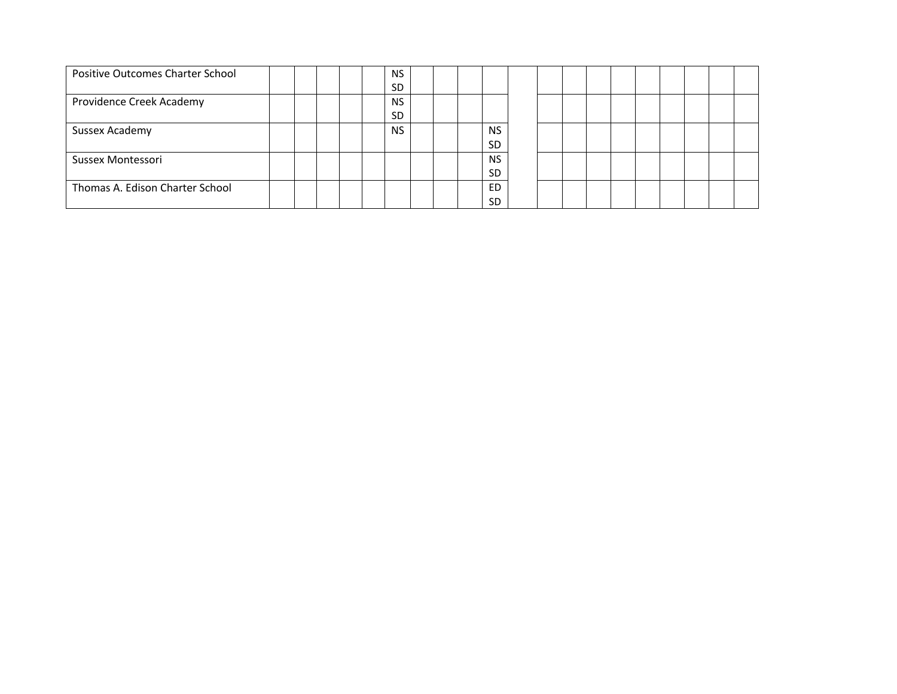| | | | | | | | | | | | | | | | | | | | | |
|---|---|---|---|---|---|---|---|---|---|---|---|---|---|---|---|---|---|---|---|---|
| Positive Outcomes Charter School | | | | | | NS SD | | | | | | | | | | | | | | |
| Providence Creek Academy | | | | | | NS SD | | | | | | | | | | | | | | |
| Sussex Academy | | | | | | NS | | | | NS SD | | | | | | | | | | |
| Sussex Montessori | | | | | | | | | | NS SD | | | | | | | | | | |
| Thomas A. Edison Charter School | | | | | | | | | | ED SD | | | | | | | | | | |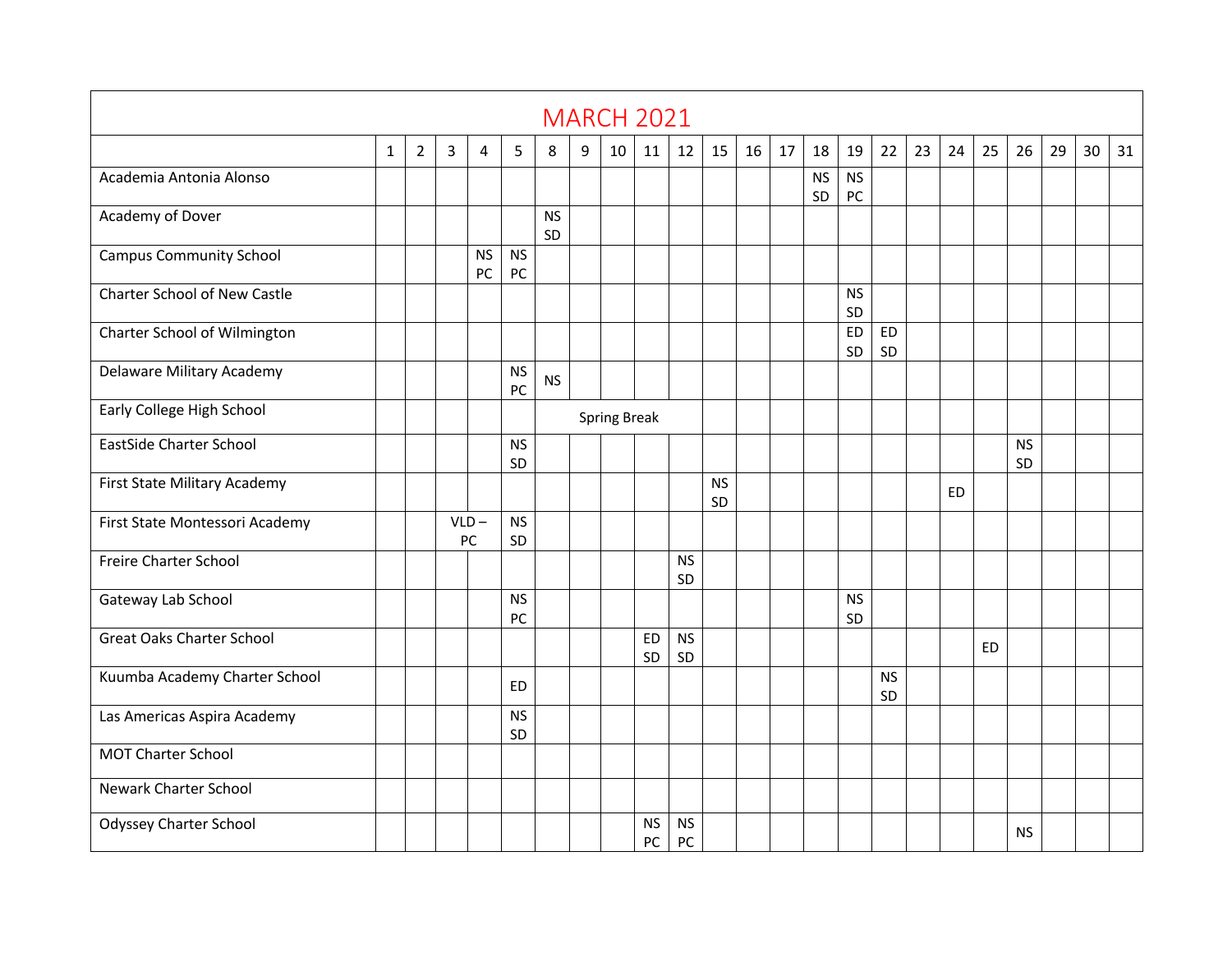| MARCH 2021 | | | | | | | | | | | | | | | | | | | | | | | |
|---|---|---|---|---|---|---|---|---|---|---|---|---|---|---|---|---|---|---|---|---|---|---|---|
| | 1 | 2 | 3 | 4 | 5 | 8 | 9 | 10 | 11 | 12 | 15 | 16 | 17 | 18 | 19 | 22 | 23 | 24 | 25 | 26 | 29 | 30 | 31 |
| Academia Antonia Alonso | | | | | | | | | | | | | | NS SD | NS PC | | | | | | | | |
| Academy of Dover | | | | | | NS SD | | | | | | | | | | | | | | | | | |
| Campus Community School | | | | NS PC | NS PC | | | | | | | | | | | | | | | | | | |
| Charter School of New Castle | | | | | | | | | | | | | | | NS SD | | | | | | | | |
| Charter School of Wilmington | | | | | | | | | | | | | | | ED SD | ED SD | | | | | | | |
| Delaware Military Academy | | | | | NS PC | NS | | | | | | | | | | | | | | | | | |
| Early College High School | | | | | | Spring Break | | | | | | | | | | | | | | | | | |
| EastSide Charter School | | | | | NS SD | | | | | | | | | | | | | | | NS SD | | | |
| First State Military Academy | | | | | | | | | | | NS SD | | | | | | | ED | | | | | |
| First State Montessori Academy | | | VLD – PC | | NS SD | | | | | | | | | | | | | | | | | | |
| Freire Charter School | | | | | | | | | | NS SD | | | | | | | | | | | | | |
| Gateway Lab School | | | | | NS PC | | | | | | | | | | NS SD | | | | | | | | |
| Great Oaks Charter School | | | | | | | | | ED SD | NS SD | | | | | | | | | ED | | | | |
| Kuumba Academy Charter School | | | | | ED | | | | | | | | | | | NS SD | | | | | | | |
| Las Americas Aspira Academy | | | | | NS SD | | | | | | | | | | | | | | | | | | |
| MOT Charter School | | | | | | | | | | | | | | | | | | | | | | | |
| Newark Charter School | | | | | | | | | | | | | | | | | | | | | | | |
| Odyssey Charter School | | | | | | | | | NS PC | NS PC | | | | | | | | | | NS | | | |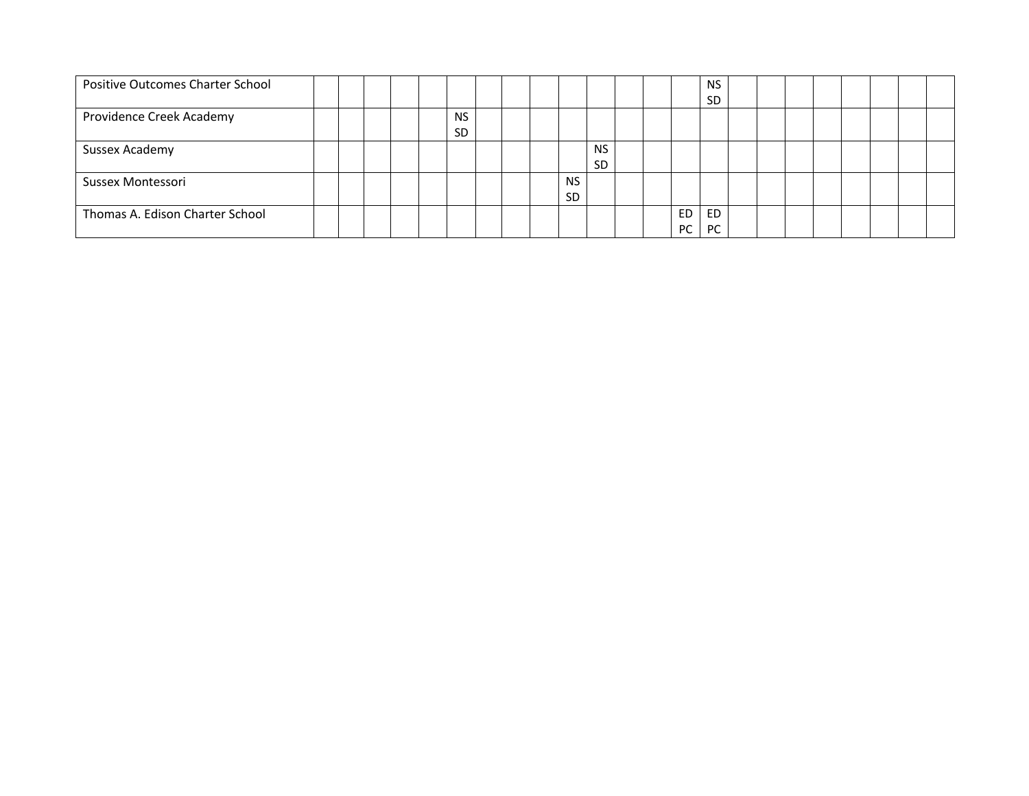| | | | | | | | | | | | | | | | | | | | | | | | |
|---|---|---|---|---|---|---|---|---|---|---|---|---|---|---|---|---|---|---|---|---|---|---|---|
| Positive Outcomes Charter School | | | | | | | | | | | | | | | NS SD | | | | | | | | |
| Providence Creek Academy | | | | | | NS SD | | | | | | | | | | | | | | | | | |
| Sussex Academy | | | | | | | | | | | NS SD | | | | | | | | | | | | |
| Sussex Montessori | | | | | | | | | | NS SD | | | | | | | | | | | | | |
| Thomas A. Edison Charter School | | | | | | | | | | | | | | ED PC | ED PC | | | | | | | | |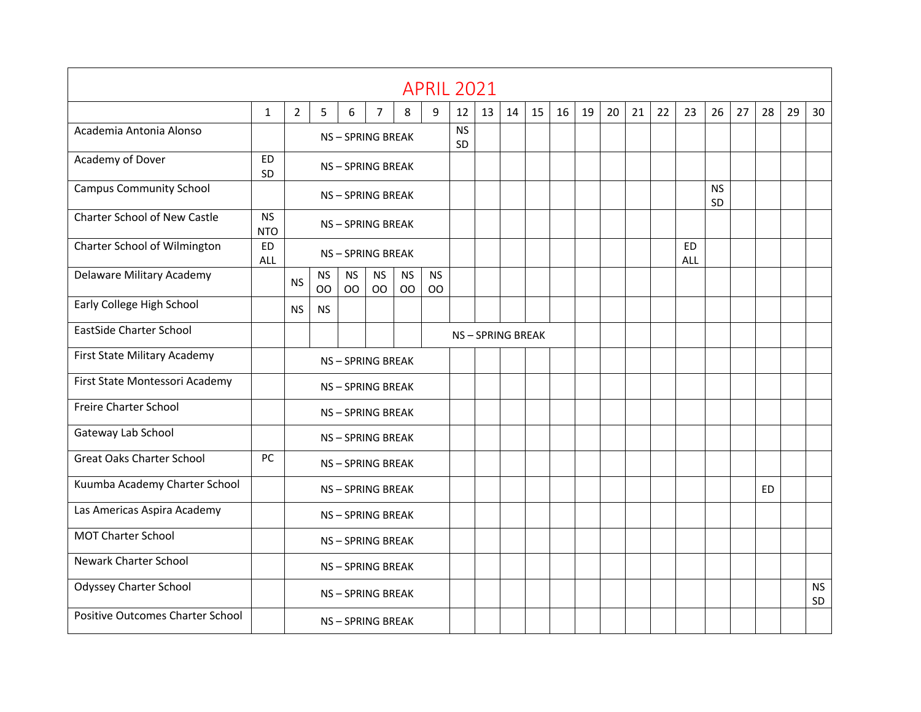# APRIL 2021

| | 1 | 2 | 5 | 6 | 7 | 8 | 9 | 12 | 13 | 14 | 15 | 16 | 19 | 20 | 21 | 22 | 23 | 26 | 27 | 28 | 29 | 30 |
|---|---|---|---|---|---|---|---|---|---|---|---|---|---|---|---|---|---|---|---|---|---|---|
| Academia Antonia Alonso | | NS – SPRING BREAK | | | | | | NS SD | | | | | | | | | | | | | | |
| Academy of Dover | ED SD | NS – SPRING BREAK | | | | | | | | | | | | | | | | | | | | |
| Campus Community School | | NS – SPRING BREAK | | | | | | | | | | | | | | | | NS SD | | | | |
| Charter School of New Castle | NS NTO | NS – SPRING BREAK | | | | | | | | | | | | | | | | | | | | |
| Charter School of Wilmington | ED ALL | NS – SPRING BREAK | | | | | | | | | | | | | | | ED ALL | | | | | |
| Delaware Military Academy | | NS | NS OO | NS OO | NS OO | NS OO | NS OO | | | | | | | | | | | | | | | |
| Early College High School | | NS | NS | | | | | | | | | | | | | | | | | | | |
| EastSide Charter School | | | | | | | NS – SPRING BREAK | | | | | | | | | | | | | | | |
| First State Military Academy | | NS – SPRING BREAK | | | | | | | | | | | | | | | | | | | | |
| First State Montessori Academy | | NS – SPRING BREAK | | | | | | | | | | | | | | | | | | | | |
| Freire Charter School | | NS – SPRING BREAK | | | | | | | | | | | | | | | | | | | | |
| Gateway Lab School | | NS – SPRING BREAK | | | | | | | | | | | | | | | | | | | | |
| Great Oaks Charter School | PC | NS – SPRING BREAK | | | | | | | | | | | | | | | | | | | | |
| Kuumba Academy Charter School | | NS – SPRING BREAK | | | | | | | | | | | | | | | | | | ED | | |
| Las Americas Aspira Academy | | NS – SPRING BREAK | | | | | | | | | | | | | | | | | | | | |
| MOT Charter School | | NS – SPRING BREAK | | | | | | | | | | | | | | | | | | | | |
| Newark Charter School | | NS – SPRING BREAK | | | | | | | | | | | | | | | | | | | | |
| Odyssey Charter School | | NS – SPRING BREAK | | | | | | | | | | | | | | | | | | | | NS SD |
| Positive Outcomes Charter School | | NS – SPRING BREAK | | | | | | | | | | | | | | | | | | | | |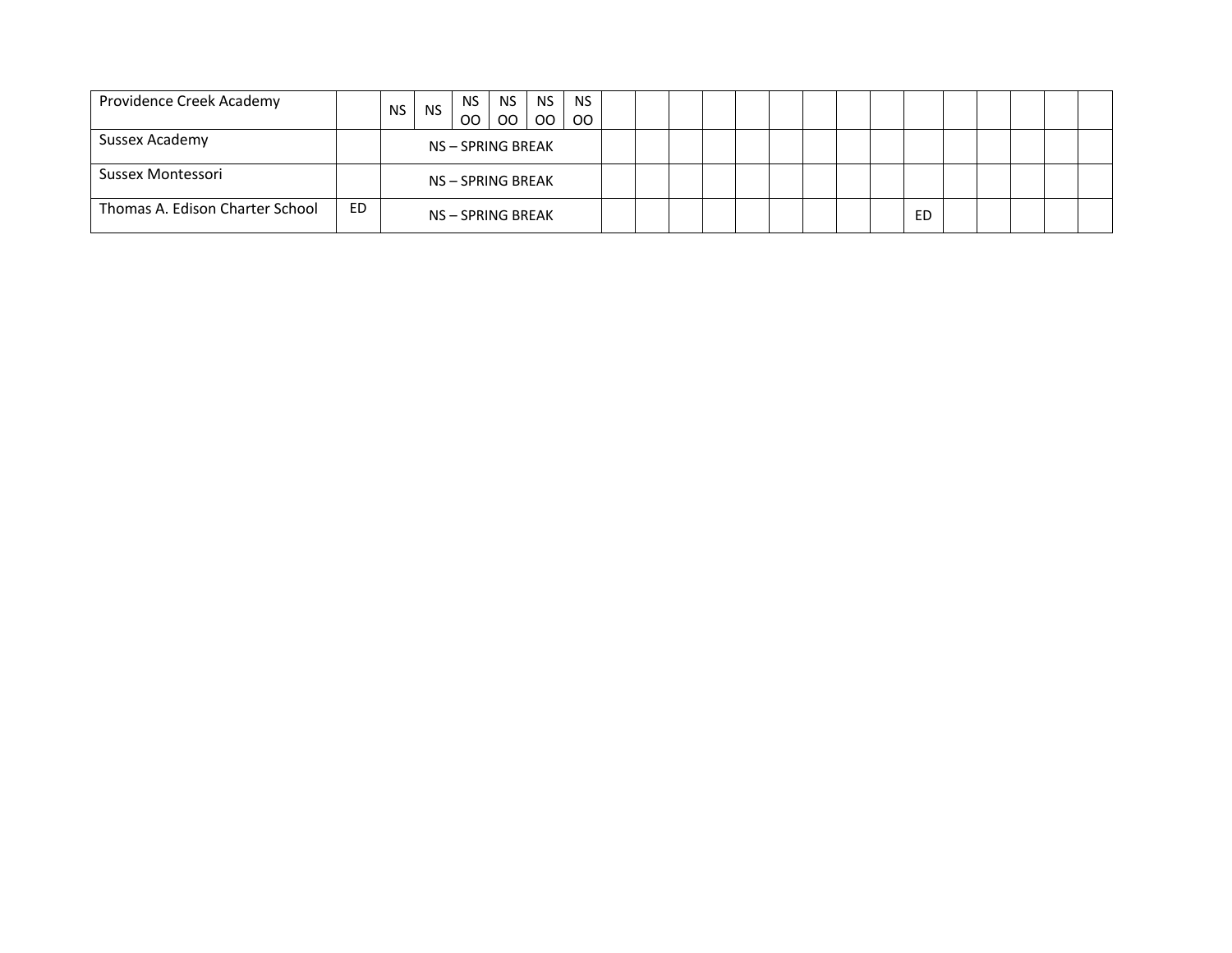| Providence Creek Academy | | NS | NS | NS OO | NS OO | NS OO | NS OO | | | | | | | | | | | | | | | |
|---|---|---|---|---|---|---|---|---|---|---|---|---|---|---|---|---|---|---|---|---|---|---|
| Sussex Academy | | NS – SPRING BREAK | | | | | | | | | | | | | | | | | | | | |
| Sussex Montessori | | NS – SPRING BREAK | | | | | | | | | | | | | | | | | | | | |
| Thomas A. Edison Charter School | ED | NS – SPRING BREAK | | | | | | | | | | | | | | | | ED | | | | |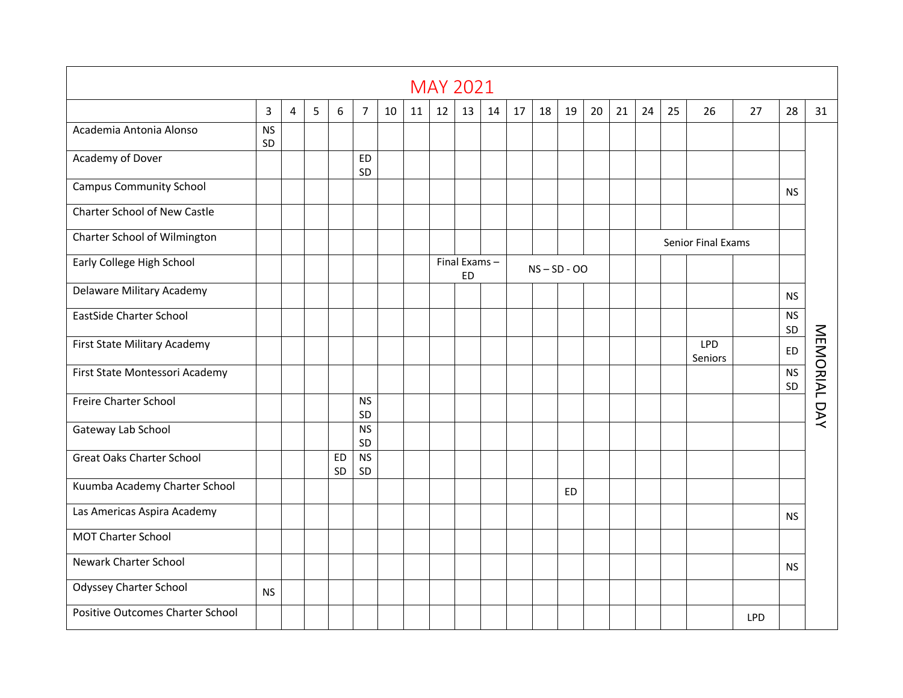# MAY 2021

| | 3 | 4 | 5 | 6 | 7 | 10 | 11 | 12 | 13 | 14 | 17 | 18 | 19 | 20 | 21 | 24 | 25 | 26 | 27 | 28 | 31 |
|---|---|---|---|---|---|---|---|---|---|---|---|---|---|---|---|---|---|---|---|---|---|
| Academia Antonia Alonso | NS SD | | | | | | | | | | | | | | | | | | | | MEMORIAL DAY |
| Academy of Dover | | | | | ED SD | | | | | | | | | | | | | | | | |
| Campus Community School | | | | | | | | | | | | | | | | | | | | NS | |
| Charter School of New Castle | | | | | | | | | | | | | | | | | | | | | |
| Charter School of Wilmington | | | | | | | | | | | | | | | | Senior Final Exams | | | | | |
| Early College High School | | | | | | | | Final Exams – ED | | | NS – SD - OO | | | | | | | | | | |
| Delaware Military Academy | | | | | | | | | | | | | | | | | | | | NS | |
| EastSide Charter School | | | | | | | | | | | | | | | | | | | | NS SD | |
| First State Military Academy | | | | | | | | | | | | | | | | | | LPD Seniors | | ED | |
| First State Montessori Academy | | | | | | | | | | | | | | | | | | | | NS SD | |
| Freire Charter School | | | | | NS SD | | | | | | | | | | | | | | | | |
| Gateway Lab School | | | | | NS SD | | | | | | | | | | | | | | | | |
| Great Oaks Charter School | | | | ED SD | NS SD | | | | | | | | | | | | | | | | |
| Kuumba Academy Charter School | | | | | | | | | | | | | ED | | | | | | | | |
| Las Americas Aspira Academy | | | | | | | | | | | | | | | | | | | | NS | |
| MOT Charter School | | | | | | | | | | | | | | | | | | | | | |
| Newark Charter School | | | | | | | | | | | | | | | | | | | | NS | |
| Odyssey Charter School | NS | | | | | | | | | | | | | | | | | | | | |
| Positive Outcomes Charter School | | | | | | | | | | | | | | | | | | | LPD | | |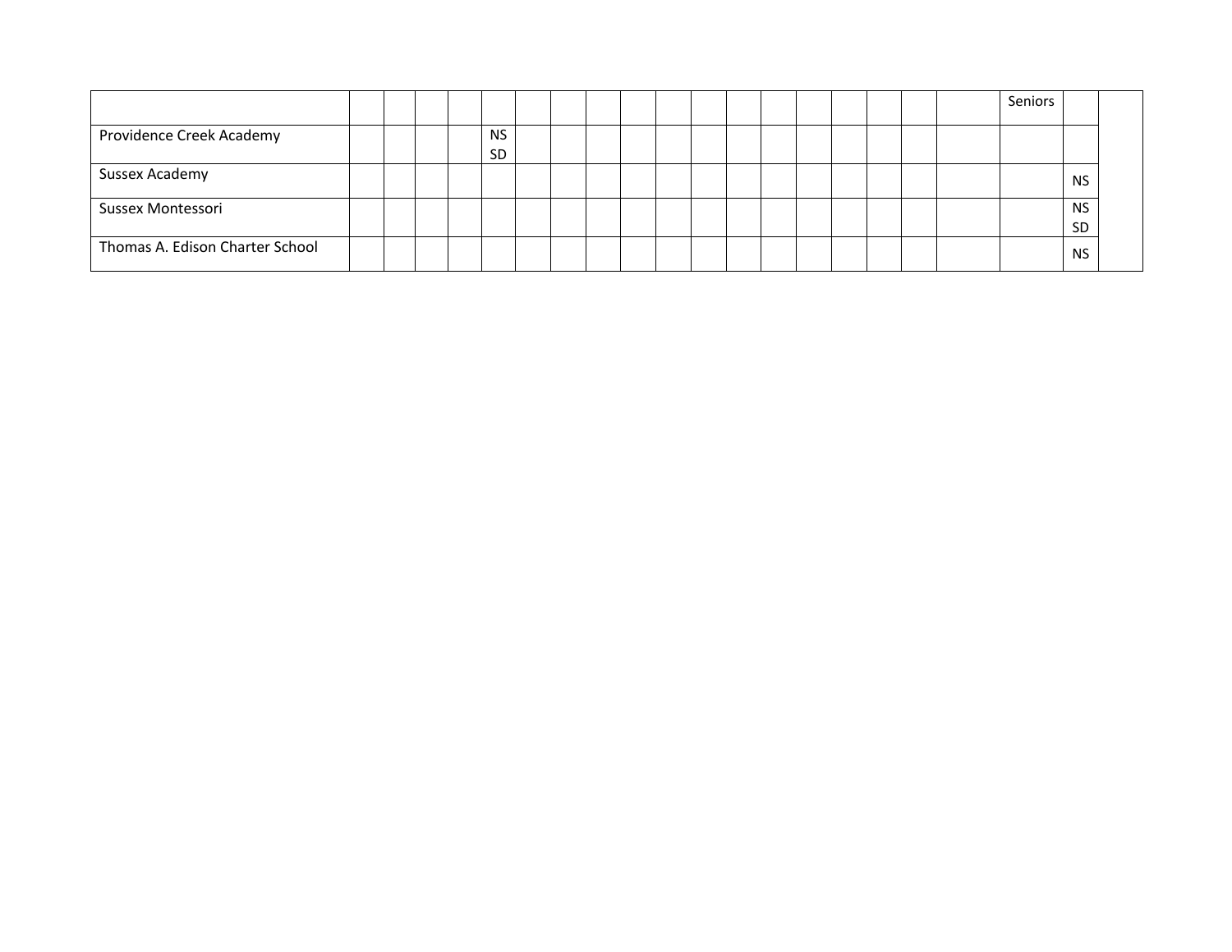| | | | | | | | | | | | | | | | | | | | Seniors | | |
|---|---|---|---|---|---|---|---|---|---|---|---|---|---|---|---|---|---|---|---|---|---|
| Providence Creek Academy | | | | | NS SD | | | | | | | | | | | | | | | | |
| Sussex Academy | | | | | | | | | | | | | | | | | | | | NS | |
| Sussex Montessori | | | | | | | | | | | | | | | | | | | | NS SD | |
| Thomas A. Edison Charter School | | | | | | | | | | | | | | | | | | | | NS | |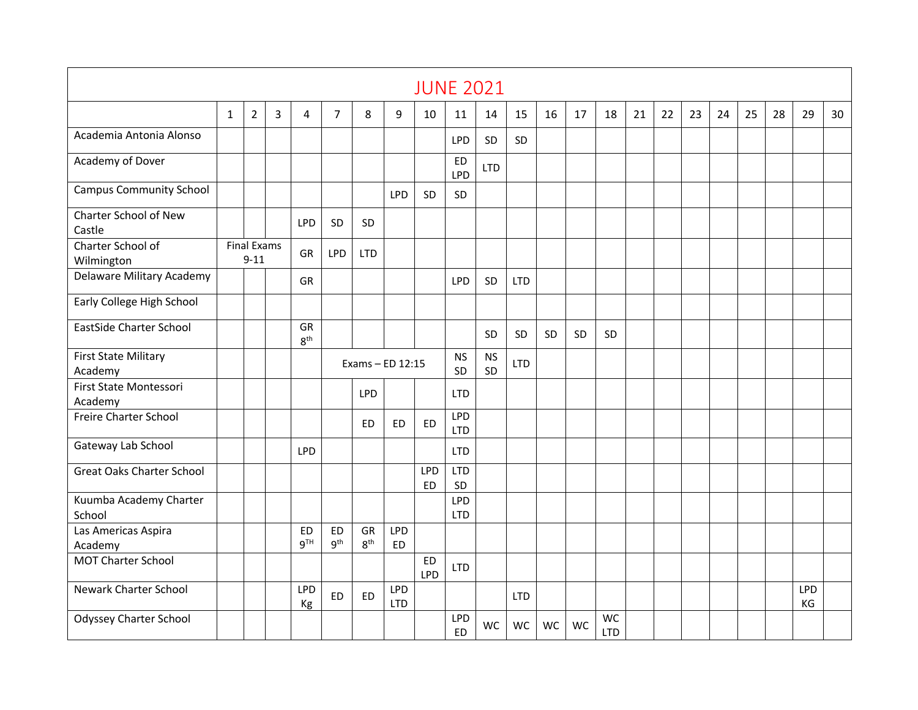# JUNE 2021

| | 1 | 2 | 3 | 4 | 7 | 8 | 9 | 10 | 11 | 14 | 15 | 16 | 17 | 18 | 21 | 22 | 23 | 24 | 25 | 28 | 29 | 30 |
|---|---|---|---|---|---|---|---|---|---|---|---|---|---|---|---|---|---|---|---|---|---|---|
| Academia Antonia Alonso | | | | | | | | | LPD | SD | SD | | | | | | | | | | | |
| Academy of Dover | | | | | | | | | ED LPD | LTD | | | | | | | | | | | | |
| Campus Community School | | | | | | | LPD | SD | SD | | | | | | | | | | | | | |
| Charter School of New Castle | | | | LPD | SD | SD | | | | | | | | | | | | | | | | |
| Charter School of Wilmington | Final Exams 9-11 | | | GR | LPD | LTD | | | | | | | | | | | | | | | | |
| Delaware Military Academy | | | | GR | | | | | LPD | SD | LTD | | | | | | | | | | | |
| Early College High School | | | | | | | | | | | | | | | | | | | | | | |
| EastSide Charter School | | | | GR 8th | | | | | | SD | SD | SD | SD | SD | | | | | | | | |
| First State Military Academy | | | | | Exams – ED 12:15 | | | | NS SD | NS SD | LTD | | | | | | | | | | | |
| First State Montessori Academy | | | | | | LPD | | | LTD | | | | | | | | | | | | | |
| Freire Charter School | | | | | | ED | ED | ED | LPD LTD | | | | | | | | | | | | | |
| Gateway Lab School | | | | LPD | | | | | LTD | | | | | | | | | | | | | |
| Great Oaks Charter School | | | | | | | | LPD ED | LTD SD | | | | | | | | | | | | | |
| Kuumba Academy Charter School | | | | | | | | | LPD LTD | | | | | | | | | | | | | |
| Las Americas Aspira Academy | | | | ED 9TH | ED 9th | GR 8th | LPD ED | | | | | | | | | | | | | | | |
| MOT Charter School | | | | | | | | ED LPD | LTD | | | | | | | | | | | | | |
| Newark Charter School | | | | LPD Kg | ED | ED | LPD LTD | | | | LTD | | | | | | | | | | LPD KG | |
| Odyssey Charter School | | | | | | | | | LPD ED | WC | WC | WC | WC | WC LTD | | | | | | | | |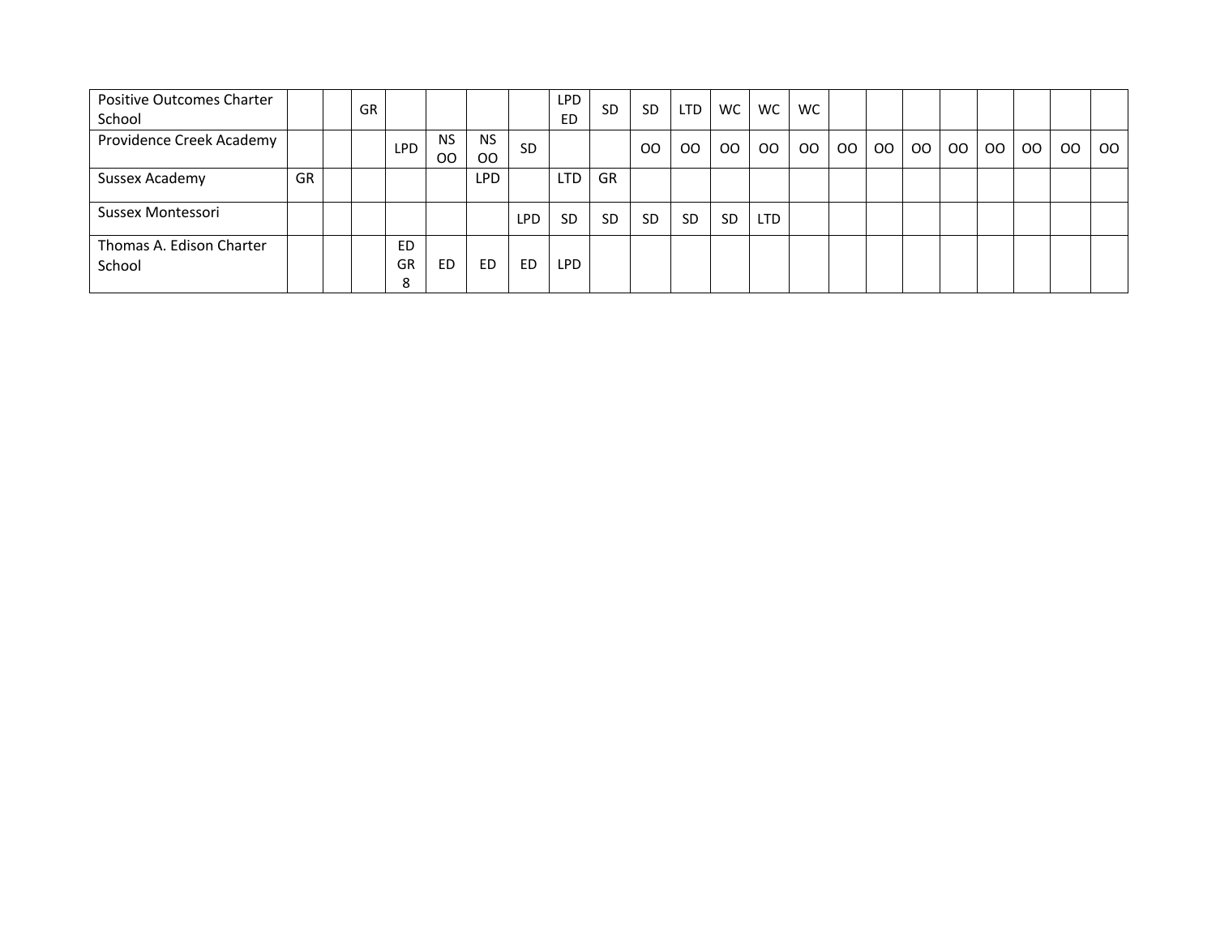| | | | | | | | | | | | | | | | | | | | | | | |
|---|---|---|---|---|---|---|---|---|---|---|---|---|---|---|---|---|---|---|---|---|---|---|
| Positive Outcomes Charter School | | | GR | | | | | LPD ED | SD | SD | LTD | WC | WC | WC | | | | | | | | |
| Providence Creek Academy | | | | LPD | NS OO | NS OO | SD | | | OO | OO | OO | OO | OO | OO | OO | OO | OO | OO | OO | OO | OO |
| Sussex Academy | GR | | | | | LPD | | LTD | GR | | | | | | | | | | | | | |
| Sussex Montessori | | | | | | | LPD | SD | SD | SD | SD | SD | LTD | | | | | | | | | |
| Thomas A. Edison Charter School | | | | ED GR 8 | ED | ED | ED | LPD | | | | | | | | | | | | | | |